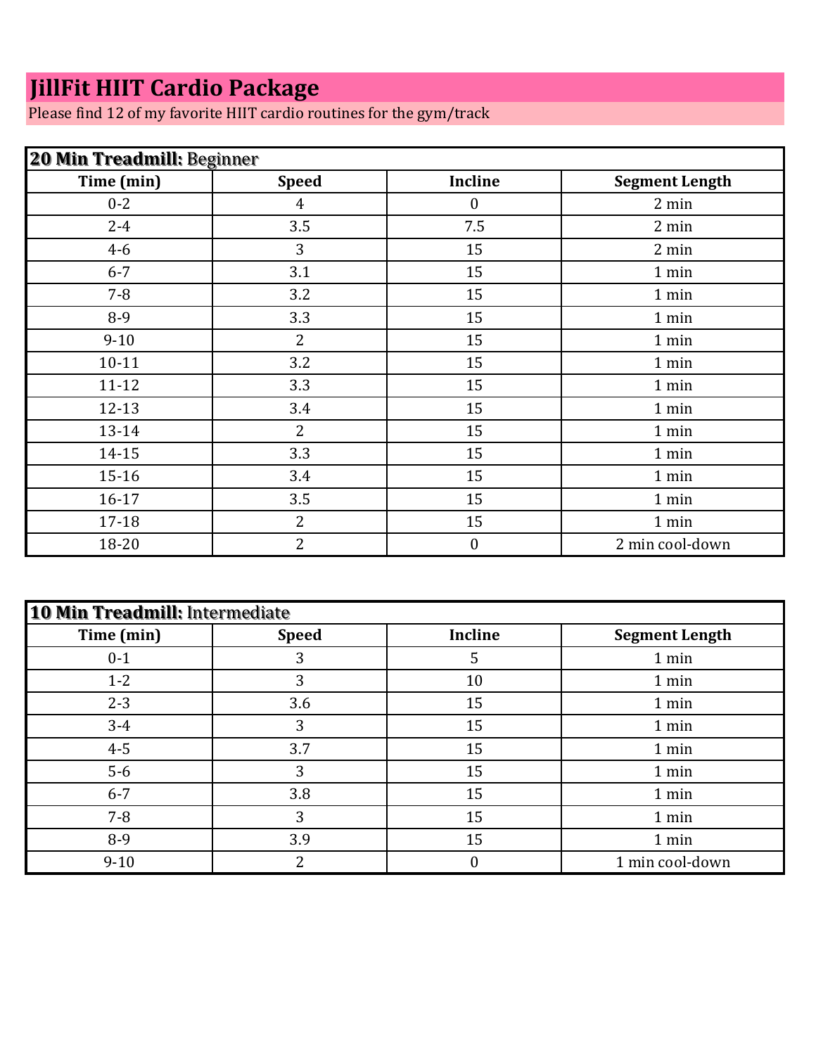# JillFit HIIT Cardio Package

Please find 12 of my favorite HIIT cardio routines for the gym/track

| **20 Min Treadmill:** Beginner | | | |
|---|---|---|---|
| **Time (min)** | **Speed** | **Incline** | **Segment Length** |
| 0-2 | 4 | 0 | 2 min |
| 2-4 | 3.5 | 7.5 | 2 min |
| 4-6 | 3 | 15 | 2 min |
| 6-7 | 3.1 | 15 | 1 min |
| 7-8 | 3.2 | 15 | 1 min |
| 8-9 | 3.3 | 15 | 1 min |
| 9-10 | 2 | 15 | 1 min |
| 10-11 | 3.2 | 15 | 1 min |
| 11-12 | 3.3 | 15 | 1 min |
| 12-13 | 3.4 | 15 | 1 min |
| 13-14 | 2 | 15 | 1 min |
| 14-15 | 3.3 | 15 | 1 min |
| 15-16 | 3.4 | 15 | 1 min |
| 16-17 | 3.5 | 15 | 1 min |
| 17-18 | 2 | 15 | 1 min |
| 18-20 | 2 | 0 | 2 min cool-down |

| **10 Min Treadmill:** Intermediate | | | |
|---|---|---|---|
| **Time (min)** | **Speed** | **Incline** | **Segment Length** |
| 0-1 | 3 | 5 | 1 min |
| 1-2 | 3 | 10 | 1 min |
| 2-3 | 3.6 | 15 | 1 min |
| 3-4 | 3 | 15 | 1 min |
| 4-5 | 3.7 | 15 | 1 min |
| 5-6 | 3 | 15 | 1 min |
| 6-7 | 3.8 | 15 | 1 min |
| 7-8 | 3 | 15 | 1 min |
| 8-9 | 3.9 | 15 | 1 min |
| 9-10 | 2 | 0 | 1 min cool-down |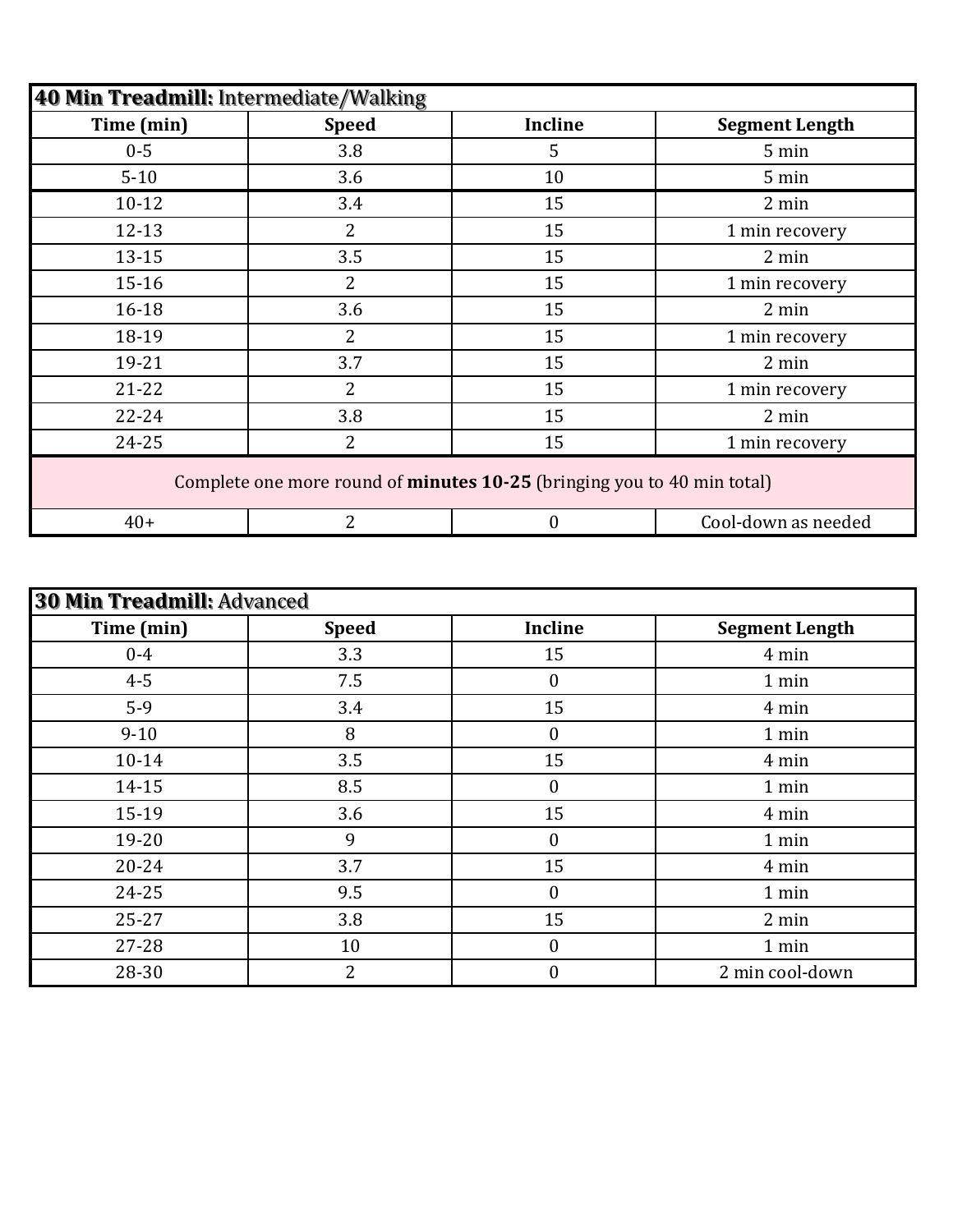| **40 Min Treadmill:** Intermediate/Walking | | | |
|---|---|---|---|
| **Time (min)** | **Speed** | **Incline** | **Segment Length** |
| 0-5 | 3.8 | 5 | 5 min |
| 5-10 | 3.6 | 10 | 5 min |
| 10-12 | 3.4 | 15 | 2 min |
| 12-13 | 2 | 15 | 1 min recovery |
| 13-15 | 3.5 | 15 | 2 min |
| 15-16 | 2 | 15 | 1 min recovery |
| 16-18 | 3.6 | 15 | 2 min |
| 18-19 | 2 | 15 | 1 min recovery |
| 19-21 | 3.7 | 15 | 2 min |
| 21-22 | 2 | 15 | 1 min recovery |
| 22-24 | 3.8 | 15 | 2 min |
| 24-25 | 2 | 15 | 1 min recovery |
| Complete one more round of **minutes 10-25** (bringing you to 40 min total) | | | |
| 40+ | 2 | 0 | Cool-down as needed |

| **30 Min Treadmill:** Advanced | | | |
|---|---|---|---|
| **Time (min)** | **Speed** | **Incline** | **Segment Length** |
| 0-4 | 3.3 | 15 | 4 min |
| 4-5 | 7.5 | 0 | 1 min |
| 5-9 | 3.4 | 15 | 4 min |
| 9-10 | 8 | 0 | 1 min |
| 10-14 | 3.5 | 15 | 4 min |
| 14-15 | 8.5 | 0 | 1 min |
| 15-19 | 3.6 | 15 | 4 min |
| 19-20 | 9 | 0 | 1 min |
| 20-24 | 3.7 | 15 | 4 min |
| 24-25 | 9.5 | 0 | 1 min |
| 25-27 | 3.8 | 15 | 2 min |
| 27-28 | 10 | 0 | 1 min |
| 28-30 | 2 | 0 | 2 min cool-down |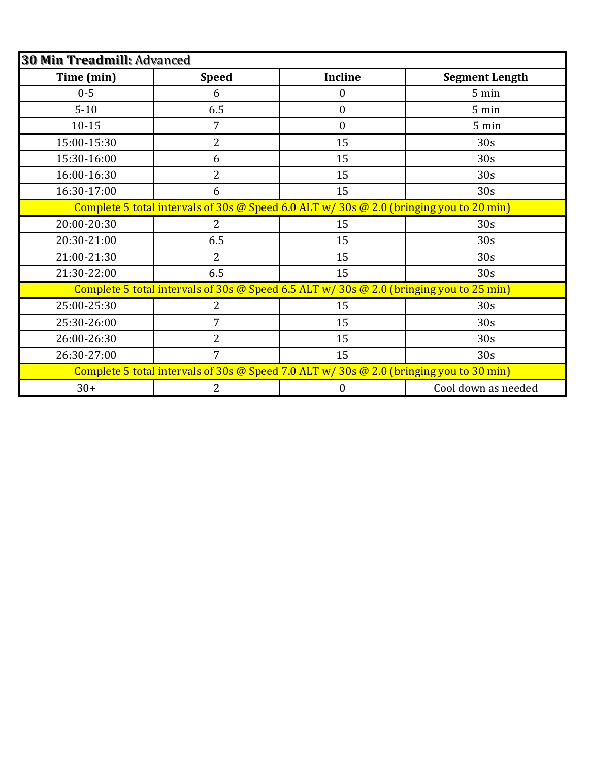| **30 Min Treadmill:** Advanced | | | |
|---|---|---|---|
| **Time (min)** | **Speed** | **Incline** | **Segment Length** |
| 0-5 | 6 | 0 | 5 min |
| 5-10 | 6.5 | 0 | 5 min |
| 10-15 | 7 | 0 | 5 min |
| 15:00-15:30 | 2 | 15 | 30s |
| 15:30-16:00 | 6 | 15 | 30s |
| 16:00-16:30 | 2 | 15 | 30s |
| 16:30-17:00 | 6 | 15 | 30s |
| Complete 5 total intervals of 30s @ Speed 6.0 ALT w/ 30s @ 2.0 (bringing you to 20 min) | | | |
| 20:00-20:30 | 2 | 15 | 30s |
| 20:30-21:00 | 6.5 | 15 | 30s |
| 21:00-21:30 | 2 | 15 | 30s |
| 21:30-22:00 | 6.5 | 15 | 30s |
| Complete 5 total intervals of 30s @ Speed 6.5 ALT w/ 30s @ 2.0 (bringing you to 25 min) | | | |
| 25:00-25:30 | 2 | 15 | 30s |
| 25:30-26:00 | 7 | 15 | 30s |
| 26:00-26:30 | 2 | 15 | 30s |
| 26:30-27:00 | 7 | 15 | 30s |
| Complete 5 total intervals of 30s @ Speed 7.0 ALT w/ 30s @ 2.0 (bringing you to 30 min) | | | |
| 30+ | 2 | 0 | Cool down as needed |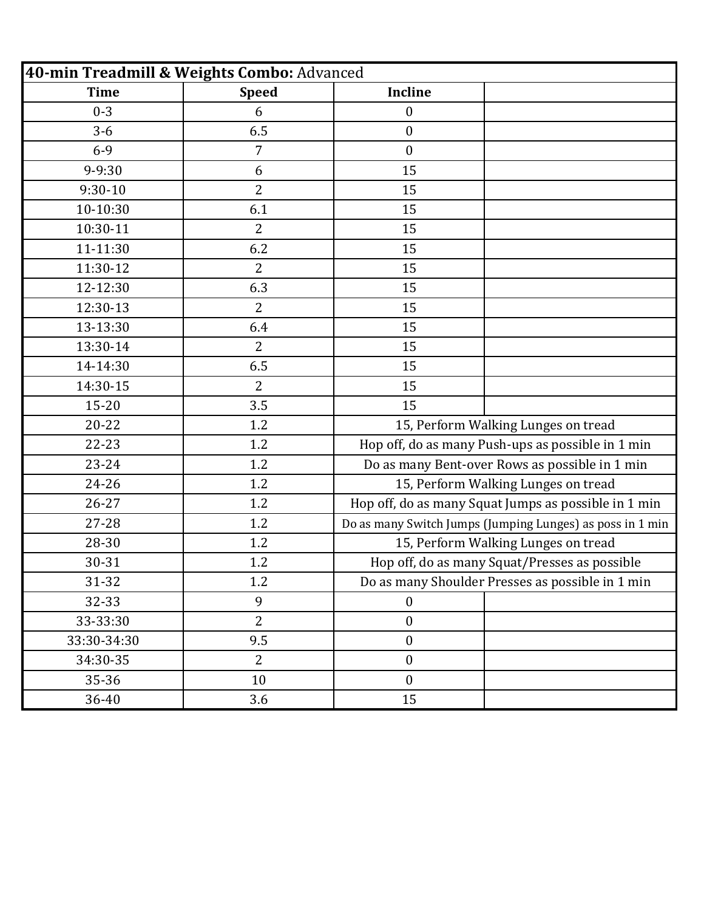| **40-min Treadmill & Weights Combo:** Advanced | | | |
|---|---|---|---|
| **Time** | **Speed** | **Incline** | |
| 0-3 | 6 | 0 | |
| 3-6 | 6.5 | 0 | |
| 6-9 | 7 | 0 | |
| 9-9:30 | 6 | 15 | |
| 9:30-10 | 2 | 15 | |
| 10-10:30 | 6.1 | 15 | |
| 10:30-11 | 2 | 15 | |
| 11-11:30 | 6.2 | 15 | |
| 11:30-12 | 2 | 15 | |
| 12-12:30 | 6.3 | 15 | |
| 12:30-13 | 2 | 15 | |
| 13-13:30 | 6.4 | 15 | |
| 13:30-14 | 2 | 15 | |
| 14-14:30 | 6.5 | 15 | |
| 14:30-15 | 2 | 15 | |
| 15-20 | 3.5 | 15 | |
| 20-22 | 1.2 | 15, Perform Walking Lunges on tread | |
| 22-23 | 1.2 | Hop off, do as many Push-ups as possible in 1 min | |
| 23-24 | 1.2 | Do as many Bent-over Rows as possible in 1 min | |
| 24-26 | 1.2 | 15, Perform Walking Lunges on tread | |
| 26-27 | 1.2 | Hop off, do as many Squat Jumps as possible in 1 min | |
| 27-28 | 1.2 | Do as many Switch Jumps (Jumping Lunges) as poss in 1 min | |
| 28-30 | 1.2 | 15, Perform Walking Lunges on tread | |
| 30-31 | 1.2 | Hop off, do as many Squat/Presses as possible | |
| 31-32 | 1.2 | Do as many Shoulder Presses as possible in 1 min | |
| 32-33 | 9 | 0 | |
| 33-33:30 | 2 | 0 | |
| 33:30-34:30 | 9.5 | 0 | |
| 34:30-35 | 2 | 0 | |
| 35-36 | 10 | 0 | |
| 36-40 | 3.6 | 15 | |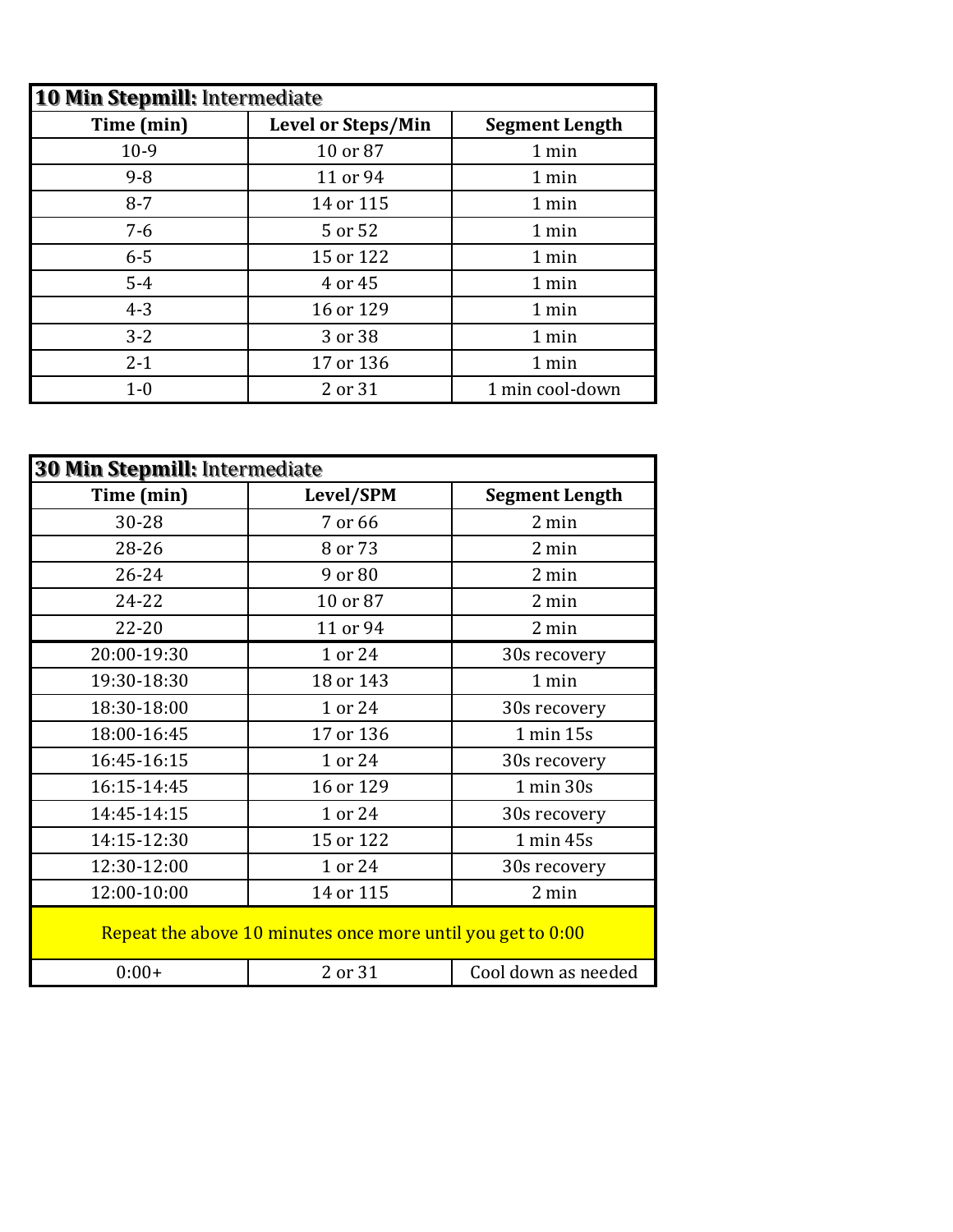| **10 Min Stepmill:** Intermediate | | |
|---|---|---|
| **Time (min)** | **Level or Steps/Min** | **Segment Length** |
| 10-9 | 10 or 87 | 1 min |
| 9-8 | 11 or 94 | 1 min |
| 8-7 | 14 or 115 | 1 min |
| 7-6 | 5 or 52 | 1 min |
| 6-5 | 15 or 122 | 1 min |
| 5-4 | 4 or 45 | 1 min |
| 4-3 | 16 or 129 | 1 min |
| 3-2 | 3 or 38 | 1 min |
| 2-1 | 17 or 136 | 1 min |
| 1-0 | 2 or 31 | 1 min cool-down |

| **30 Min Stepmill:** Intermediate | | |
|---|---|---|
| **Time (min)** | **Level/SPM** | **Segment Length** |
| 30-28 | 7 or 66 | 2 min |
| 28-26 | 8 or 73 | 2 min |
| 26-24 | 9 or 80 | 2 min |
| 24-22 | 10 or 87 | 2 min |
| 22-20 | 11 or 94 | 2 min |
| 20:00-19:30 | 1 or 24 | 30s recovery |
| 19:30-18:30 | 18 or 143 | 1 min |
| 18:30-18:00 | 1 or 24 | 30s recovery |
| 18:00-16:45 | 17 or 136 | 1 min 15s |
| 16:45-16:15 | 1 or 24 | 30s recovery |
| 16:15-14:45 | 16 or 129 | 1 min 30s |
| 14:45-14:15 | 1 or 24 | 30s recovery |
| 14:15-12:30 | 15 or 122 | 1 min 45s |
| 12:30-12:00 | 1 or 24 | 30s recovery |
| 12:00-10:00 | 14 or 115 | 2 min |
| Repeat the above 10 minutes once more until you get to 0:00 | | |
| 0:00+ | 2 or 31 | Cool down as needed |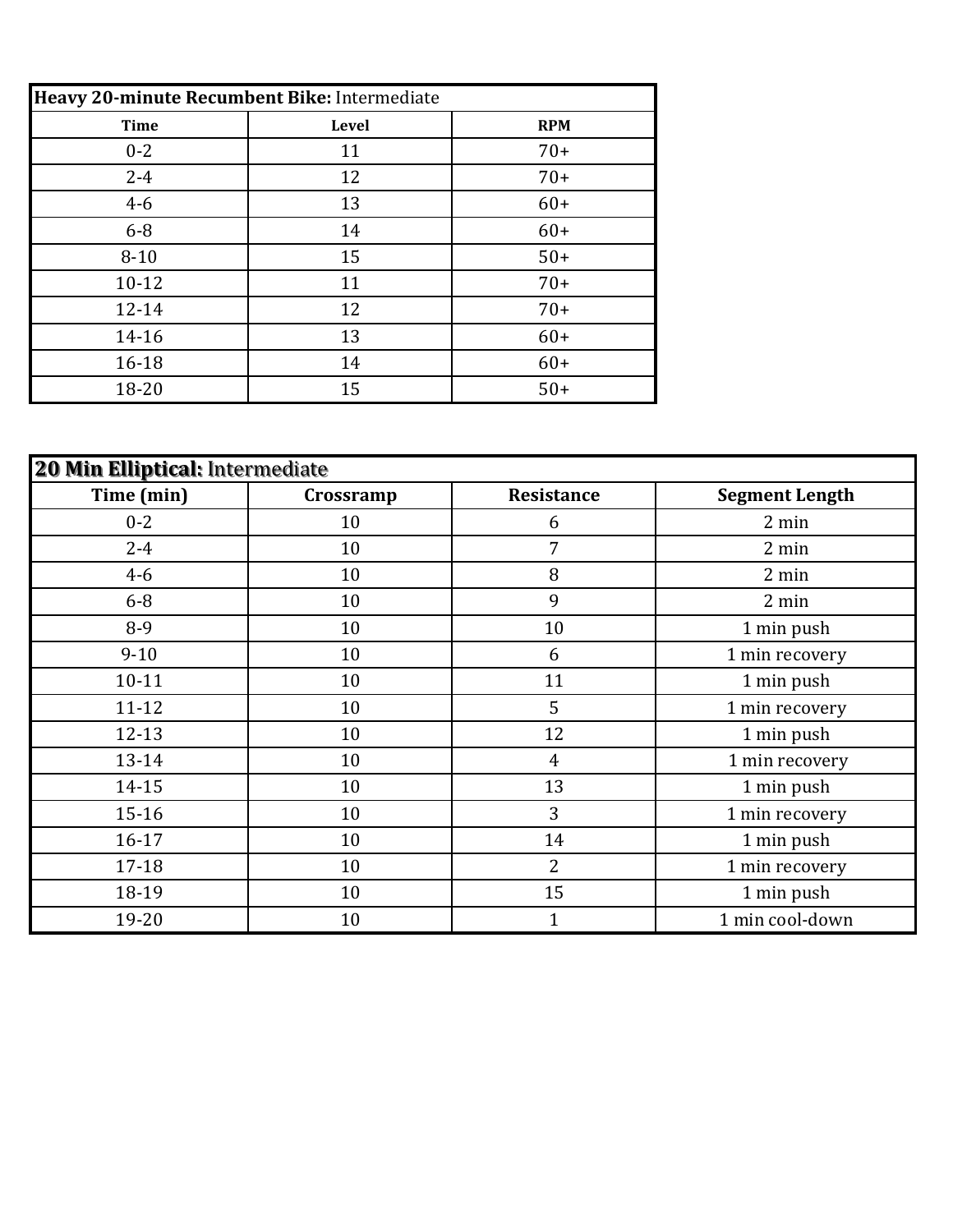| **Heavy 20-minute Recumbent Bike:** Intermediate | | |
|---|---|---|
| **Time** | **Level** | **RPM** |
| 0-2 | 11 | 70+ |
| 2-4 | 12 | 70+ |
| 4-6 | 13 | 60+ |
| 6-8 | 14 | 60+ |
| 8-10 | 15 | 50+ |
| 10-12 | 11 | 70+ |
| 12-14 | 12 | 70+ |
| 14-16 | 13 | 60+ |
| 16-18 | 14 | 60+ |
| 18-20 | 15 | 50+ |

| **20 Min Elliptical:** Intermediate | | | |
|---|---|---|---|
| **Time (min)** | **Crossramp** | **Resistance** | **Segment Length** |
| 0-2 | 10 | 6 | 2 min |
| 2-4 | 10 | 7 | 2 min |
| 4-6 | 10 | 8 | 2 min |
| 6-8 | 10 | 9 | 2 min |
| 8-9 | 10 | 10 | 1 min push |
| 9-10 | 10 | 6 | 1 min recovery |
| 10-11 | 10 | 11 | 1 min push |
| 11-12 | 10 | 5 | 1 min recovery |
| 12-13 | 10 | 12 | 1 min push |
| 13-14 | 10 | 4 | 1 min recovery |
| 14-15 | 10 | 13 | 1 min push |
| 15-16 | 10 | 3 | 1 min recovery |
| 16-17 | 10 | 14 | 1 min push |
| 17-18 | 10 | 2 | 1 min recovery |
| 18-19 | 10 | 15 | 1 min push |
| 19-20 | 10 | 1 | 1 min cool-down |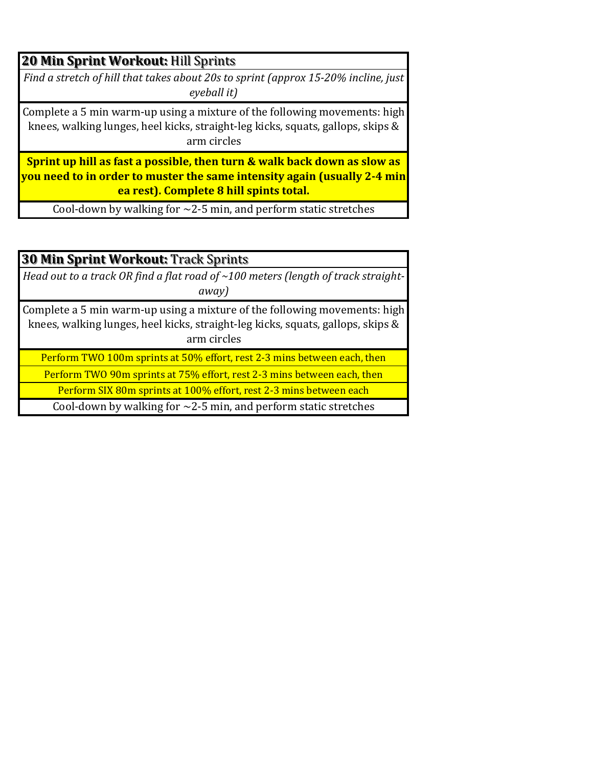| **20 Min Sprint Workout:** Hill Sprints |
|---|
| *Find a stretch of hill that takes about 20s to sprint (approx 15-20% incline, just eyeball it)* |
| Complete a 5 min warm-up using a mixture of the following movements: high knees, walking lunges, heel kicks, straight-leg kicks, squats, gallops, skips & arm circles |
| **Sprint up hill as fast a possible, then turn & walk back down as slow as you need to in order to muster the same intensity again (usually 2-4 min ea rest). Complete 8 hill spints total.** |
| Cool-down by walking for ~2-5 min, and perform static stretches |

| **30 Min Sprint Workout:** Track Sprints |
|---|
| *Head out to a track OR find a flat road of ~100 meters (length of track straight-away)* |
| Complete a 5 min warm-up using a mixture of the following movements: high knees, walking lunges, heel kicks, straight-leg kicks, squats, gallops, skips & arm circles |
| Perform TWO 100m sprints at 50% effort, rest 2-3 mins between each, then |
| Perform TWO 90m sprints at 75% effort, rest 2-3 mins between each, then |
| Perform SIX 80m sprints at 100% effort, rest 2-3 mins between each |
| Cool-down by walking for ~2-5 min, and perform static stretches |